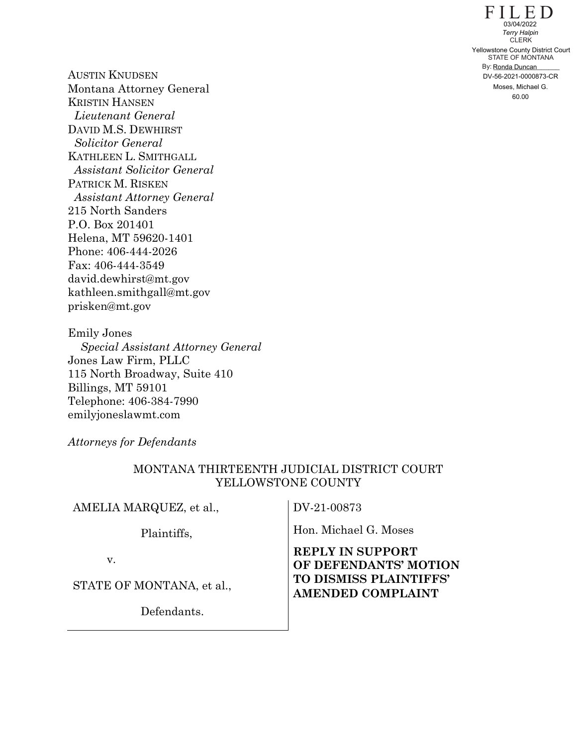FILED
03/04/2022
*Terry Halpin*
CLERK
Yellowstone County District Court
STATE OF MONTANA
By: Ronda Duncan
DV-56-2021-0000873-CR
Moses, Michael G.
60.00

AUSTIN KNUDSEN
Montana Attorney General
KRISTIN HANSEN
*Lieutenant General*
DAVID M.S. DEWHIRST
*Solicitor General*
KATHLEEN L. SMITHGALL
*Assistant Solicitor General*
PATRICK M. RISKEN
*Assistant Attorney General*
215 North Sanders
P.O. Box 201401
Helena, MT 59620-1401
Phone: 406-444-2026
Fax: 406-444-3549
david.dewhirst@mt.gov
kathleen.smithgall@mt.gov
prisken@mt.gov

Emily Jones
*Special Assistant Attorney General*
Jones Law Firm, PLLC
115 North Broadway, Suite 410
Billings, MT 59101
Telephone: 406-384-7990
emilyjoneslawmt.com

*Attorneys for Defendants*

MONTANA THIRTEENTH JUDICIAL DISTRICT COURT
YELLOWSTONE COUNTY

| | |
|---|---|
| AMELIA MARQUEZ, et al., | DV-21-00873 |
| Plaintiffs, | Hon. Michael G. Moses |
| v. | **REPLY IN SUPPORT OF DEFENDANTS' MOTION TO DISMISS PLAINTIFFS' AMENDED COMPLAINT** |
| STATE OF MONTANA, et al., | |
| Defendants. | |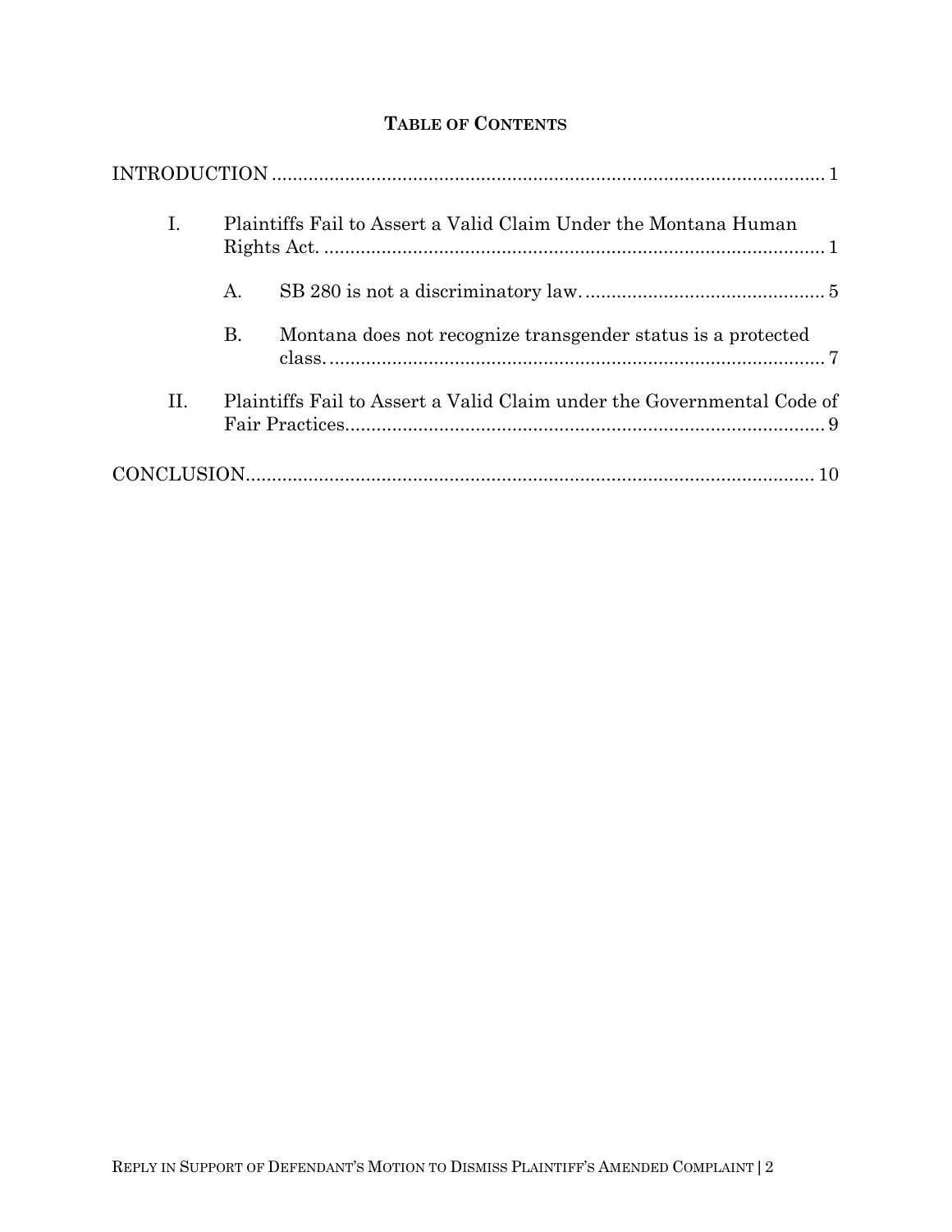## TABLE OF CONTENTS

INTRODUCTION ........................................................................................................ 1

I. Plaintiffs Fail to Assert a Valid Claim Under the Montana Human Rights Act. ............................................................................................... 1

  A. SB 280 is not a discriminatory law. ............................................. 5

  B. Montana does not recognize transgender status is a protected class. ............................................................................................... 7

II. Plaintiffs Fail to Assert a Valid Claim under the Governmental Code of Fair Practices. .......................................................................................... 9

CONCLUSION ......................................................................................................... 10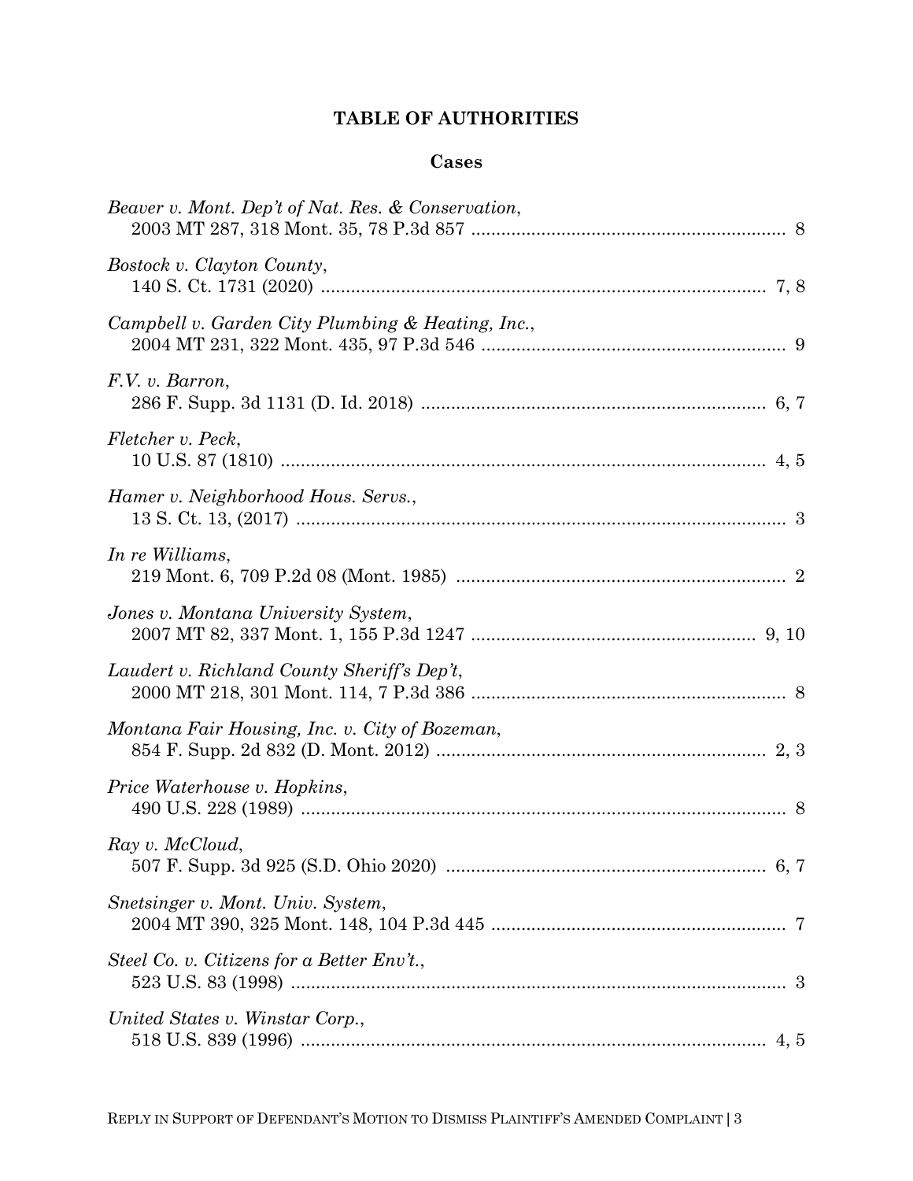# TABLE OF AUTHORITIES

## Cases

*Beaver v. Mont. Dep't of Nat. Res. & Conservation*,
2003 MT 287, 318 Mont. 35, 78 P.3d 857 .............................................................. 8

*Bostock v. Clayton County*,
140 S. Ct. 1731 (2020) ........................................................................................ 7, 8

*Campbell v. Garden City Plumbing & Heating, Inc.*,
2004 MT 231, 322 Mont. 435, 97 P.3d 546 ............................................................ 9

*F.V. v. Barron*,
286 F. Supp. 3d 1131 (D. Id. 2018) .................................................................... 6, 7

*Fletcher v. Peck*,
10 U.S. 87 (1810) ................................................................................................ 4, 5

*Hamer v. Neighborhood Hous. Servs.*,
13 S. Ct. 13, (2017) ................................................................................................ 3

*In re Williams*,
219 Mont. 6, 709 P.2d 08 (Mont. 1985) ................................................................. 2

*Jones v. Montana University System*,
2007 MT 82, 337 Mont. 1, 155 P.3d 1247 ......................................................... 9, 10

*Laudert v. Richland County Sheriff's Dep't*,
2000 MT 218, 301 Mont. 114, 7 P.3d 386 .............................................................. 8

*Montana Fair Housing, Inc. v. City of Bozeman*,
854 F. Supp. 2d 832 (D. Mont. 2012) ................................................................. 2, 3

*Price Waterhouse v. Hopkins*,
490 U.S. 228 (1989) ................................................................................................ 8

*Ray v. McCloud*,
507 F. Supp. 3d 925 (S.D. Ohio 2020) ................................................................ 6, 7

*Snetsinger v. Mont. Univ. System*,
2004 MT 390, 325 Mont. 148, 104 P.3d 445 .......................................................... 7

*Steel Co. v. Citizens for a Better Env't.*,
523 U.S. 83 (1998) .................................................................................................. 3

*United States v. Winstar Corp.*,
518 U.S. 839 (1996) ............................................................................................ 4, 5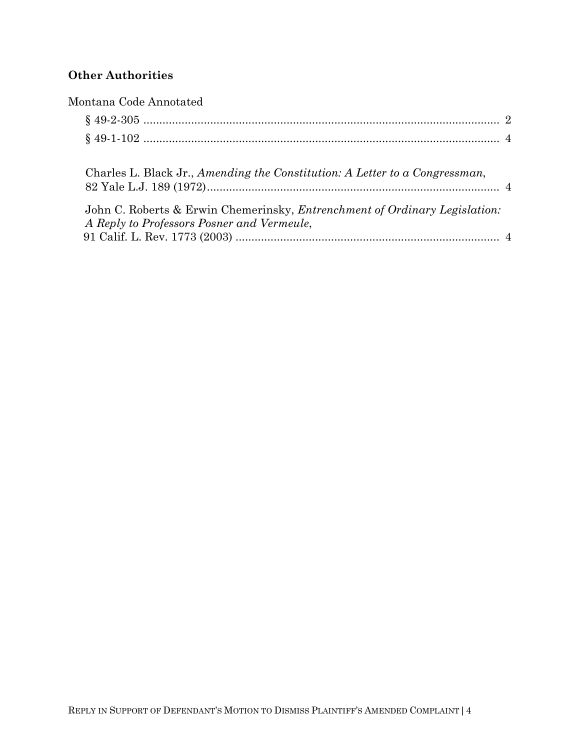**Other Authorities**

Montana Code Annotated

§ 49-2-305 ........................................................................................................ 2

§ 49-1-102 ........................................................................................................ 4

Charles L. Black Jr., *Amending the Constitution: A Letter to a Congressman*, 82 Yale L.J. 189 (1972)........................................................................................ 4

John C. Roberts & Erwin Chemerinsky, *Entrenchment of Ordinary Legislation: A Reply to Professors Posner and Vermeule*, 91 Calif. L. Rev. 1773 (2003) ................................................................................ 4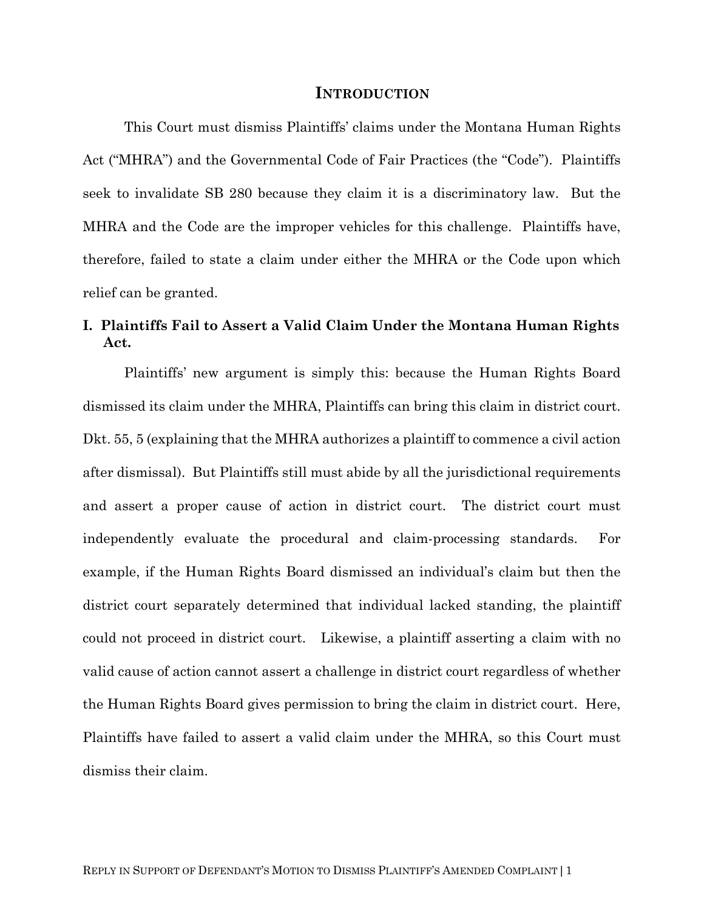## INTRODUCTION

This Court must dismiss Plaintiffs' claims under the Montana Human Rights Act ("MHRA") and the Governmental Code of Fair Practices (the "Code"). Plaintiffs seek to invalidate SB 280 because they claim it is a discriminatory law. But the MHRA and the Code are the improper vehicles for this challenge. Plaintiffs have, therefore, failed to state a claim under either the MHRA or the Code upon which relief can be granted.

### I. Plaintiffs Fail to Assert a Valid Claim Under the Montana Human Rights Act.

Plaintiffs' new argument is simply this: because the Human Rights Board dismissed its claim under the MHRA, Plaintiffs can bring this claim in district court. Dkt. 55, 5 (explaining that the MHRA authorizes a plaintiff to commence a civil action after dismissal). But Plaintiffs still must abide by all the jurisdictional requirements and assert a proper cause of action in district court. The district court must independently evaluate the procedural and claim-processing standards. For example, if the Human Rights Board dismissed an individual's claim but then the district court separately determined that individual lacked standing, the plaintiff could not proceed in district court. Likewise, a plaintiff asserting a claim with no valid cause of action cannot assert a challenge in district court regardless of whether the Human Rights Board gives permission to bring the claim in district court. Here, Plaintiffs have failed to assert a valid claim under the MHRA, so this Court must dismiss their claim.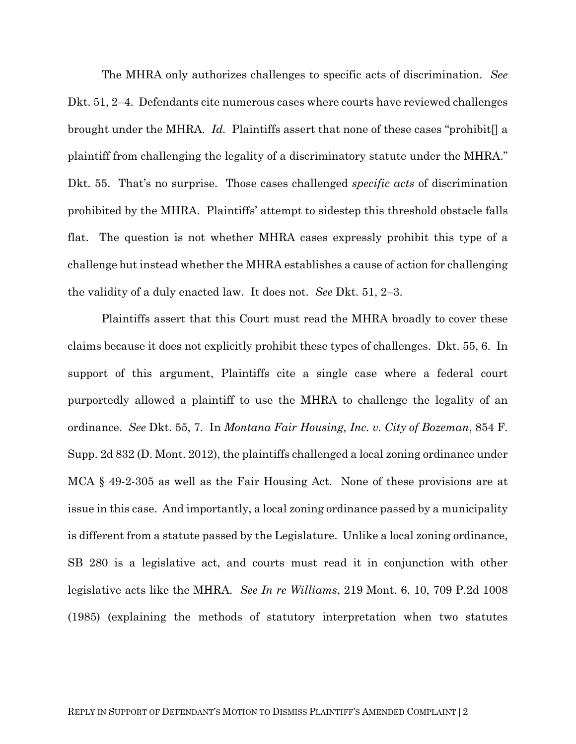The MHRA only authorizes challenges to specific acts of discrimination. *See* Dkt. 51, 2–4. Defendants cite numerous cases where courts have reviewed challenges brought under the MHRA. *Id.* Plaintiffs assert that none of these cases "prohibit[] a plaintiff from challenging the legality of a discriminatory statute under the MHRA." Dkt. 55. That's no surprise. Those cases challenged *specific acts* of discrimination prohibited by the MHRA. Plaintiffs' attempt to sidestep this threshold obstacle falls flat. The question is not whether MHRA cases expressly prohibit this type of a challenge but instead whether the MHRA establishes a cause of action for challenging the validity of a duly enacted law. It does not. *See* Dkt. 51, 2–3.

Plaintiffs assert that this Court must read the MHRA broadly to cover these claims because it does not explicitly prohibit these types of challenges. Dkt. 55, 6. In support of this argument, Plaintiffs cite a single case where a federal court purportedly allowed a plaintiff to use the MHRA to challenge the legality of an ordinance. *See* Dkt. 55, 7. In *Montana Fair Housing, Inc. v. City of Bozeman*, 854 F. Supp. 2d 832 (D. Mont. 2012), the plaintiffs challenged a local zoning ordinance under MCA § 49-2-305 as well as the Fair Housing Act. None of these provisions are at issue in this case. And importantly, a local zoning ordinance passed by a municipality is different from a statute passed by the Legislature. Unlike a local zoning ordinance, SB 280 is a legislative act, and courts must read it in conjunction with other legislative acts like the MHRA. *See In re Williams*, 219 Mont. 6, 10, 709 P.2d 1008 (1985) (explaining the methods of statutory interpretation when two statutes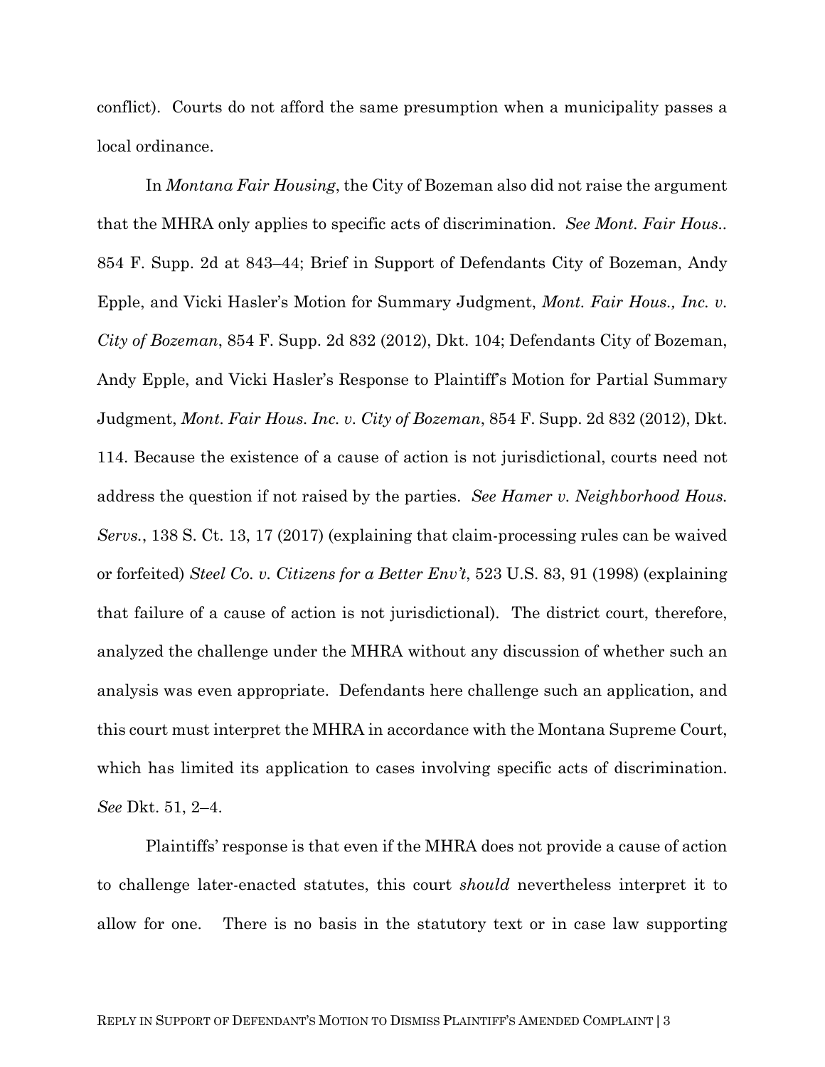conflict). Courts do not afford the same presumption when a municipality passes a local ordinance.

In *Montana Fair Housing*, the City of Bozeman also did not raise the argument that the MHRA only applies to specific acts of discrimination. *See Mont. Fair Hous.*. 854 F. Supp. 2d at 843–44; Brief in Support of Defendants City of Bozeman, Andy Epple, and Vicki Hasler's Motion for Summary Judgment, *Mont. Fair Hous., Inc. v. City of Bozeman*, 854 F. Supp. 2d 832 (2012), Dkt. 104; Defendants City of Bozeman, Andy Epple, and Vicki Hasler's Response to Plaintiff's Motion for Partial Summary Judgment, *Mont. Fair Hous. Inc. v. City of Bozeman*, 854 F. Supp. 2d 832 (2012), Dkt. 114. Because the existence of a cause of action is not jurisdictional, courts need not address the question if not raised by the parties. *See Hamer v. Neighborhood Hous. Servs.*, 138 S. Ct. 13, 17 (2017) (explaining that claim-processing rules can be waived or forfeited) *Steel Co. v. Citizens for a Better Env't*, 523 U.S. 83, 91 (1998) (explaining that failure of a cause of action is not jurisdictional). The district court, therefore, analyzed the challenge under the MHRA without any discussion of whether such an analysis was even appropriate. Defendants here challenge such an application, and this court must interpret the MHRA in accordance with the Montana Supreme Court, which has limited its application to cases involving specific acts of discrimination. *See* Dkt. 51, 2–4.

Plaintiffs' response is that even if the MHRA does not provide a cause of action to challenge later-enacted statutes, this court *should* nevertheless interpret it to allow for one. There is no basis in the statutory text or in case law supporting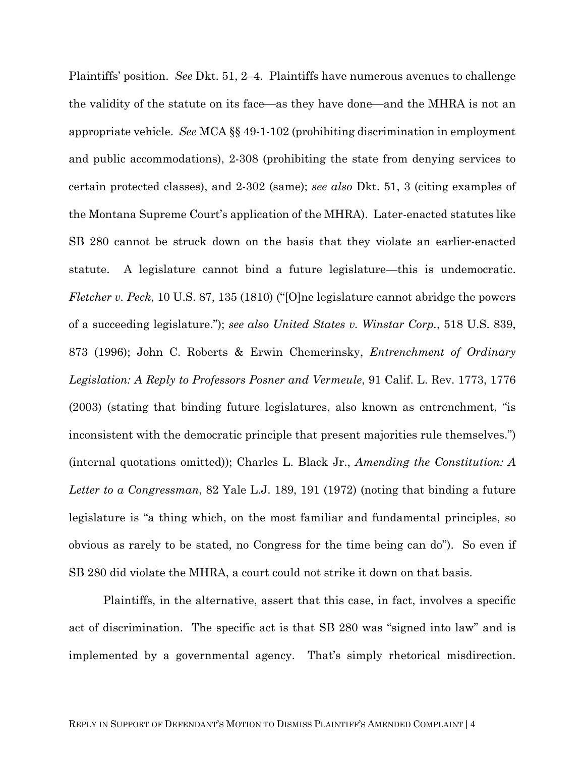Plaintiffs' position. *See* Dkt. 51, 2–4. Plaintiffs have numerous avenues to challenge the validity of the statute on its face—as they have done—and the MHRA is not an appropriate vehicle. *See* MCA §§ 49-1-102 (prohibiting discrimination in employment and public accommodations), 2-308 (prohibiting the state from denying services to certain protected classes), and 2-302 (same); *see also* Dkt. 51, 3 (citing examples of the Montana Supreme Court's application of the MHRA). Later-enacted statutes like SB 280 cannot be struck down on the basis that they violate an earlier-enacted statute. A legislature cannot bind a future legislature—this is undemocratic. *Fletcher v. Peck*, 10 U.S. 87, 135 (1810) ("[O]ne legislature cannot abridge the powers of a succeeding legislature."); *see also United States v. Winstar Corp.*, 518 U.S. 839, 873 (1996); John C. Roberts & Erwin Chemerinsky, *Entrenchment of Ordinary Legislation: A Reply to Professors Posner and Vermeule*, 91 Calif. L. Rev. 1773, 1776 (2003) (stating that binding future legislatures, also known as entrenchment, "is inconsistent with the democratic principle that present majorities rule themselves.") (internal quotations omitted)); Charles L. Black Jr., *Amending the Constitution: A Letter to a Congressman*, 82 Yale L.J. 189, 191 (1972) (noting that binding a future legislature is "a thing which, on the most familiar and fundamental principles, so obvious as rarely to be stated, no Congress for the time being can do"). So even if SB 280 did violate the MHRA, a court could not strike it down on that basis.

Plaintiffs, in the alternative, assert that this case, in fact, involves a specific act of discrimination. The specific act is that SB 280 was "signed into law" and is implemented by a governmental agency. That's simply rhetorical misdirection.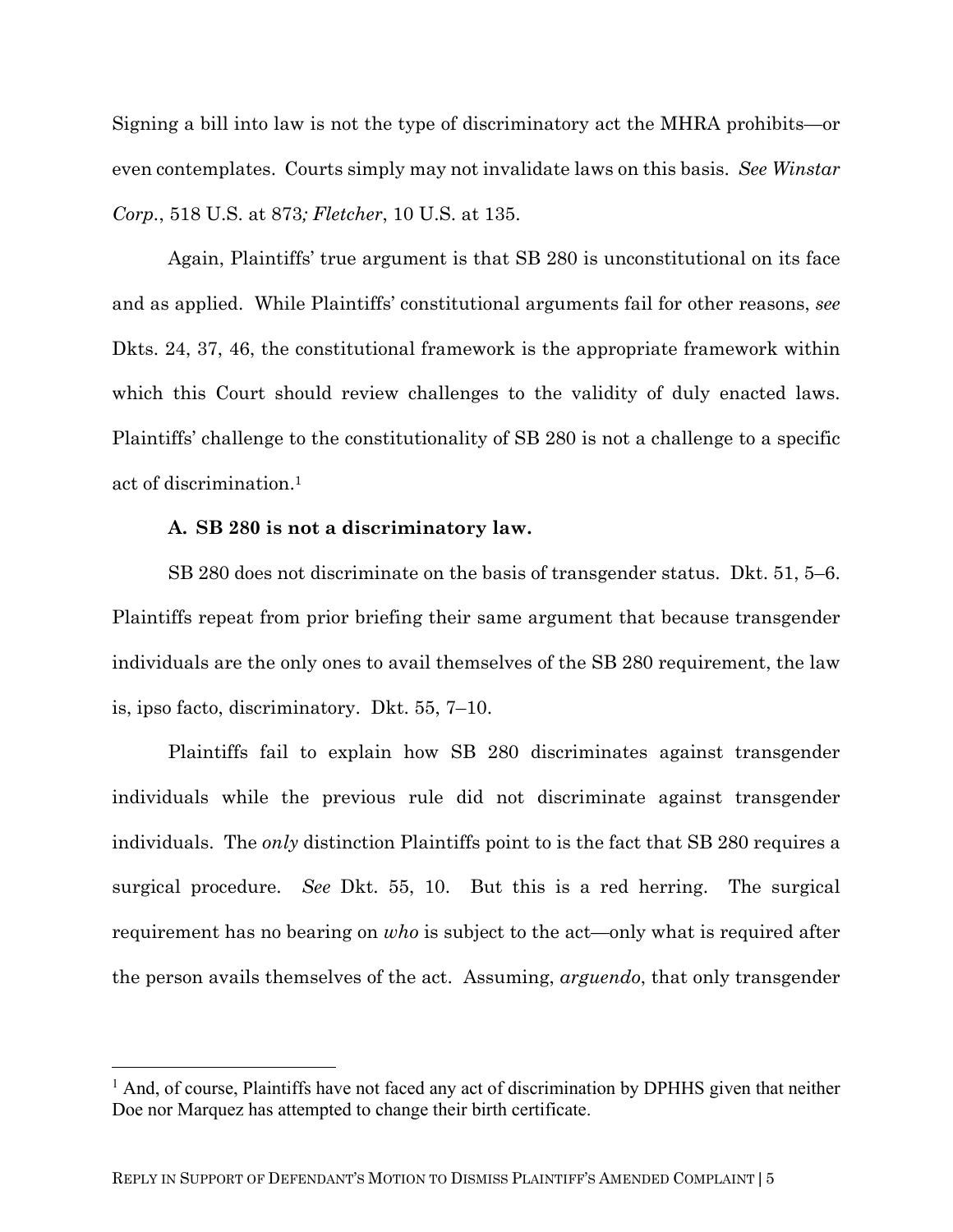Signing a bill into law is not the type of discriminatory act the MHRA prohibits—or even contemplates. Courts simply may not invalidate laws on this basis. *See Winstar Corp.*, 518 U.S. at 873*; Fletcher*, 10 U.S. at 135.

Again, Plaintiffs' true argument is that SB 280 is unconstitutional on its face and as applied. While Plaintiffs' constitutional arguments fail for other reasons, *see* Dkts. 24, 37, 46, the constitutional framework is the appropriate framework within which this Court should review challenges to the validity of duly enacted laws. Plaintiffs' challenge to the constitutionality of SB 280 is not a challenge to a specific act of discrimination.[1]

**A. SB 280 is not a discriminatory law.**

SB 280 does not discriminate on the basis of transgender status. Dkt. 51, 5–6. Plaintiffs repeat from prior briefing their same argument that because transgender individuals are the only ones to avail themselves of the SB 280 requirement, the law is, ipso facto, discriminatory. Dkt. 55, 7–10.

Plaintiffs fail to explain how SB 280 discriminates against transgender individuals while the previous rule did not discriminate against transgender individuals. The *only* distinction Plaintiffs point to is the fact that SB 280 requires a surgical procedure. *See* Dkt. 55, 10. But this is a red herring. The surgical requirement has no bearing on *who* is subject to the act—only what is required after the person avails themselves of the act. Assuming, *arguendo*, that only transgender

---

[1] And, of course, Plaintiffs have not faced any act of discrimination by DPHHS given that neither Doe nor Marquez has attempted to change their birth certificate.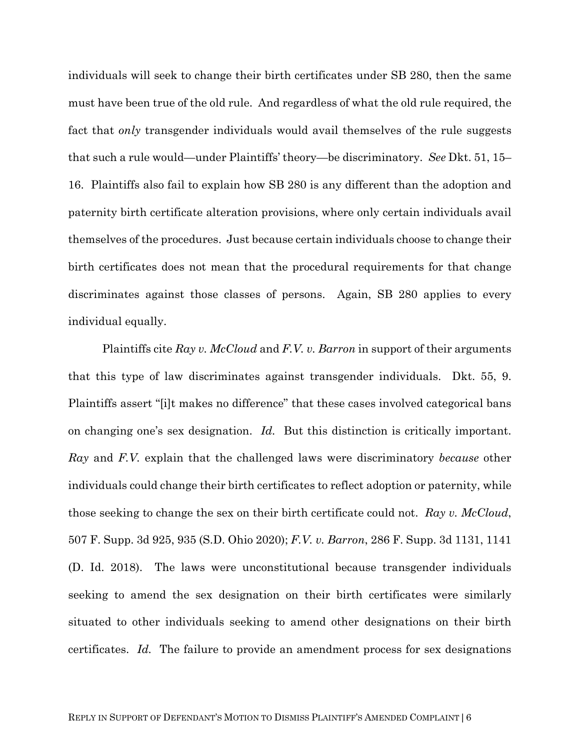individuals will seek to change their birth certificates under SB 280, then the same must have been true of the old rule. And regardless of what the old rule required, the fact that *only* transgender individuals would avail themselves of the rule suggests that such a rule would—under Plaintiffs' theory—be discriminatory. *See* Dkt. 51, 15–16. Plaintiffs also fail to explain how SB 280 is any different than the adoption and paternity birth certificate alteration provisions, where only certain individuals avail themselves of the procedures. Just because certain individuals choose to change their birth certificates does not mean that the procedural requirements for that change discriminates against those classes of persons. Again, SB 280 applies to every individual equally.

Plaintiffs cite *Ray v. McCloud* and *F.V. v. Barron* in support of their arguments that this type of law discriminates against transgender individuals. Dkt. 55, 9. Plaintiffs assert "[i]t makes no difference" that these cases involved categorical bans on changing one's sex designation. *Id.* But this distinction is critically important. *Ray* and *F.V.* explain that the challenged laws were discriminatory *because* other individuals could change their birth certificates to reflect adoption or paternity, while those seeking to change the sex on their birth certificate could not. *Ray v. McCloud*, 507 F. Supp. 3d 925, 935 (S.D. Ohio 2020); *F.V. v. Barron*, 286 F. Supp. 3d 1131, 1141 (D. Id. 2018). The laws were unconstitutional because transgender individuals seeking to amend the sex designation on their birth certificates were similarly situated to other individuals seeking to amend other designations on their birth certificates. *Id.* The failure to provide an amendment process for sex designations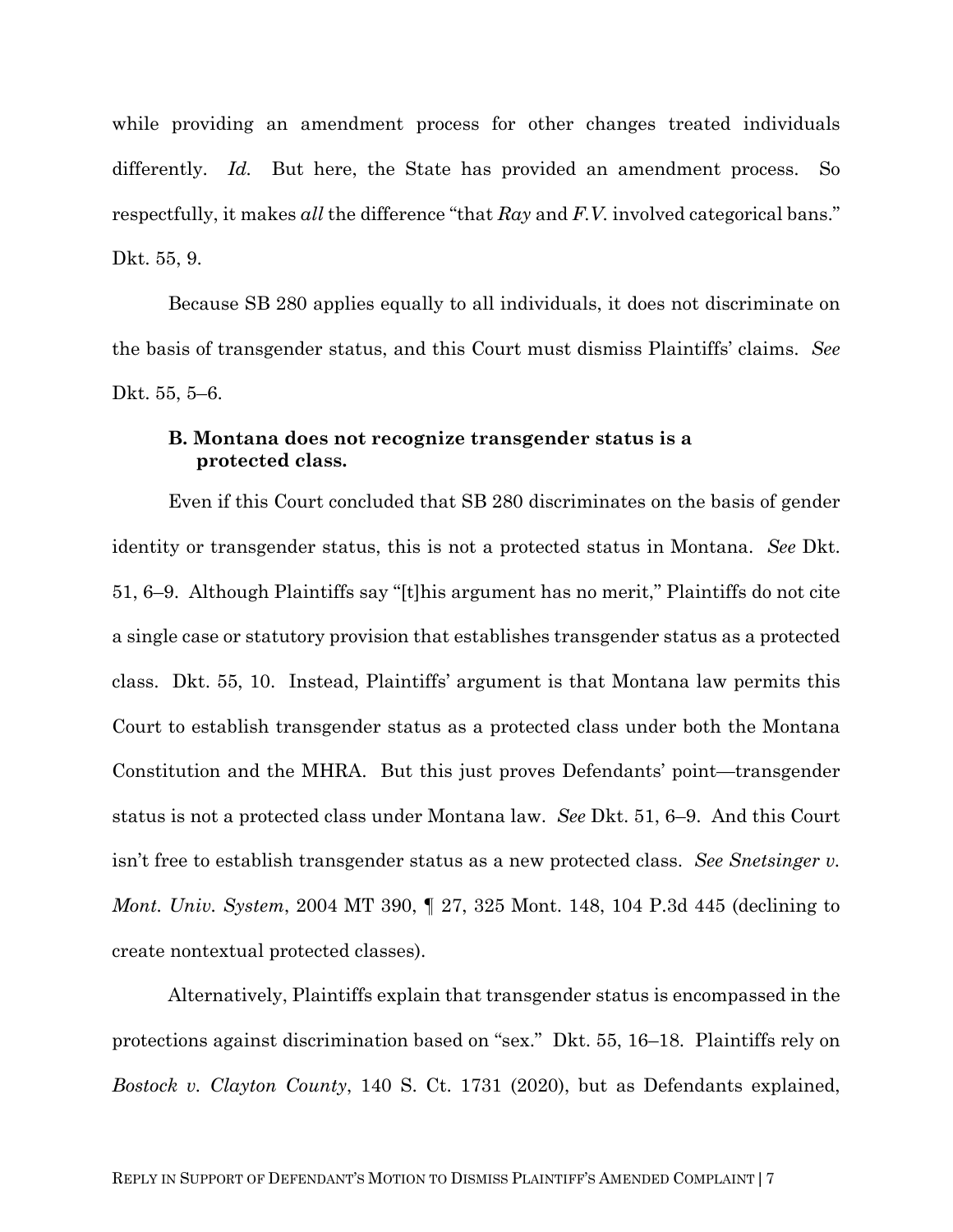while providing an amendment process for other changes treated individuals differently. *Id.* But here, the State has provided an amendment process. So respectfully, it makes *all* the difference "that *Ray* and *F.V.* involved categorical bans." Dkt. 55, 9.

Because SB 280 applies equally to all individuals, it does not discriminate on the basis of transgender status, and this Court must dismiss Plaintiffs' claims. *See* Dkt. 55, 5–6.

### B. Montana does not recognize transgender status is a protected class.

Even if this Court concluded that SB 280 discriminates on the basis of gender identity or transgender status, this is not a protected status in Montana. *See* Dkt. 51, 6–9. Although Plaintiffs say "[t]his argument has no merit," Plaintiffs do not cite a single case or statutory provision that establishes transgender status as a protected class. Dkt. 55, 10. Instead, Plaintiffs' argument is that Montana law permits this Court to establish transgender status as a protected class under both the Montana Constitution and the MHRA. But this just proves Defendants' point—transgender status is not a protected class under Montana law. *See* Dkt. 51, 6–9. And this Court isn't free to establish transgender status as a new protected class. *See Snetsinger v. Mont. Univ. System*, 2004 MT 390, ¶ 27, 325 Mont. 148, 104 P.3d 445 (declining to create nontextual protected classes).

Alternatively, Plaintiffs explain that transgender status is encompassed in the protections against discrimination based on "sex." Dkt. 55, 16–18. Plaintiffs rely on *Bostock v. Clayton County*, 140 S. Ct. 1731 (2020), but as Defendants explained,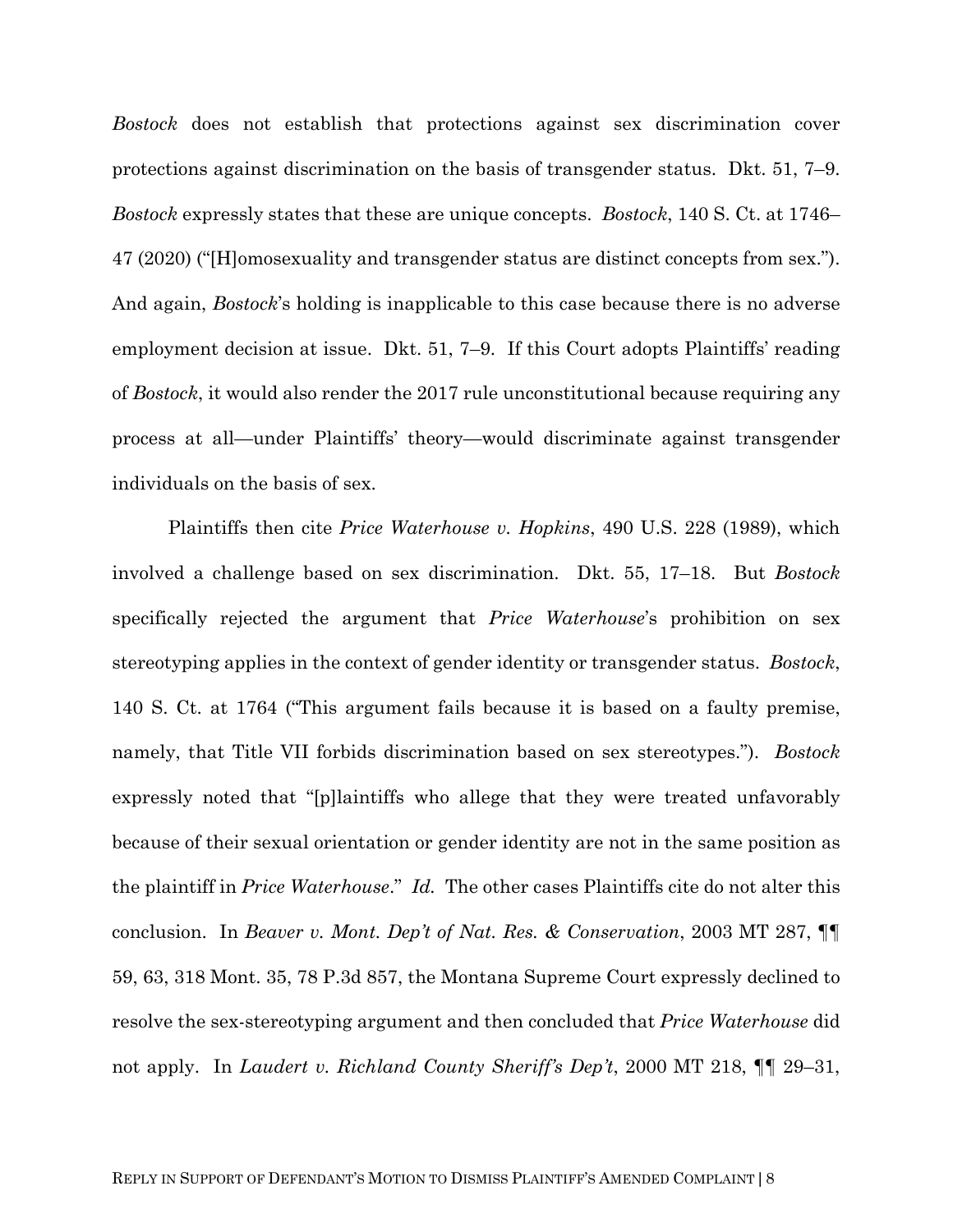*Bostock* does not establish that protections against sex discrimination cover protections against discrimination on the basis of transgender status. Dkt. 51, 7–9. *Bostock* expressly states that these are unique concepts. *Bostock*, 140 S. Ct. at 1746–47 (2020) ("[H]omosexuality and transgender status are distinct concepts from sex."). And again, *Bostock*'s holding is inapplicable to this case because there is no adverse employment decision at issue. Dkt. 51, 7–9. If this Court adopts Plaintiffs' reading of *Bostock*, it would also render the 2017 rule unconstitutional because requiring any process at all—under Plaintiffs' theory—would discriminate against transgender individuals on the basis of sex.

Plaintiffs then cite *Price Waterhouse v. Hopkins*, 490 U.S. 228 (1989), which involved a challenge based on sex discrimination. Dkt. 55, 17–18. But *Bostock* specifically rejected the argument that *Price Waterhouse*'s prohibition on sex stereotyping applies in the context of gender identity or transgender status. *Bostock*, 140 S. Ct. at 1764 ("This argument fails because it is based on a faulty premise, namely, that Title VII forbids discrimination based on sex stereotypes."). *Bostock* expressly noted that "[p]laintiffs who allege that they were treated unfavorably because of their sexual orientation or gender identity are not in the same position as the plaintiff in *Price Waterhouse*." *Id.* The other cases Plaintiffs cite do not alter this conclusion. In *Beaver v. Mont. Dep't of Nat. Res. & Conservation*, 2003 MT 287, ¶¶ 59, 63, 318 Mont. 35, 78 P.3d 857, the Montana Supreme Court expressly declined to resolve the sex-stereotyping argument and then concluded that *Price Waterhouse* did not apply. In *Laudert v. Richland County Sheriff's Dep't*, 2000 MT 218, ¶¶ 29–31,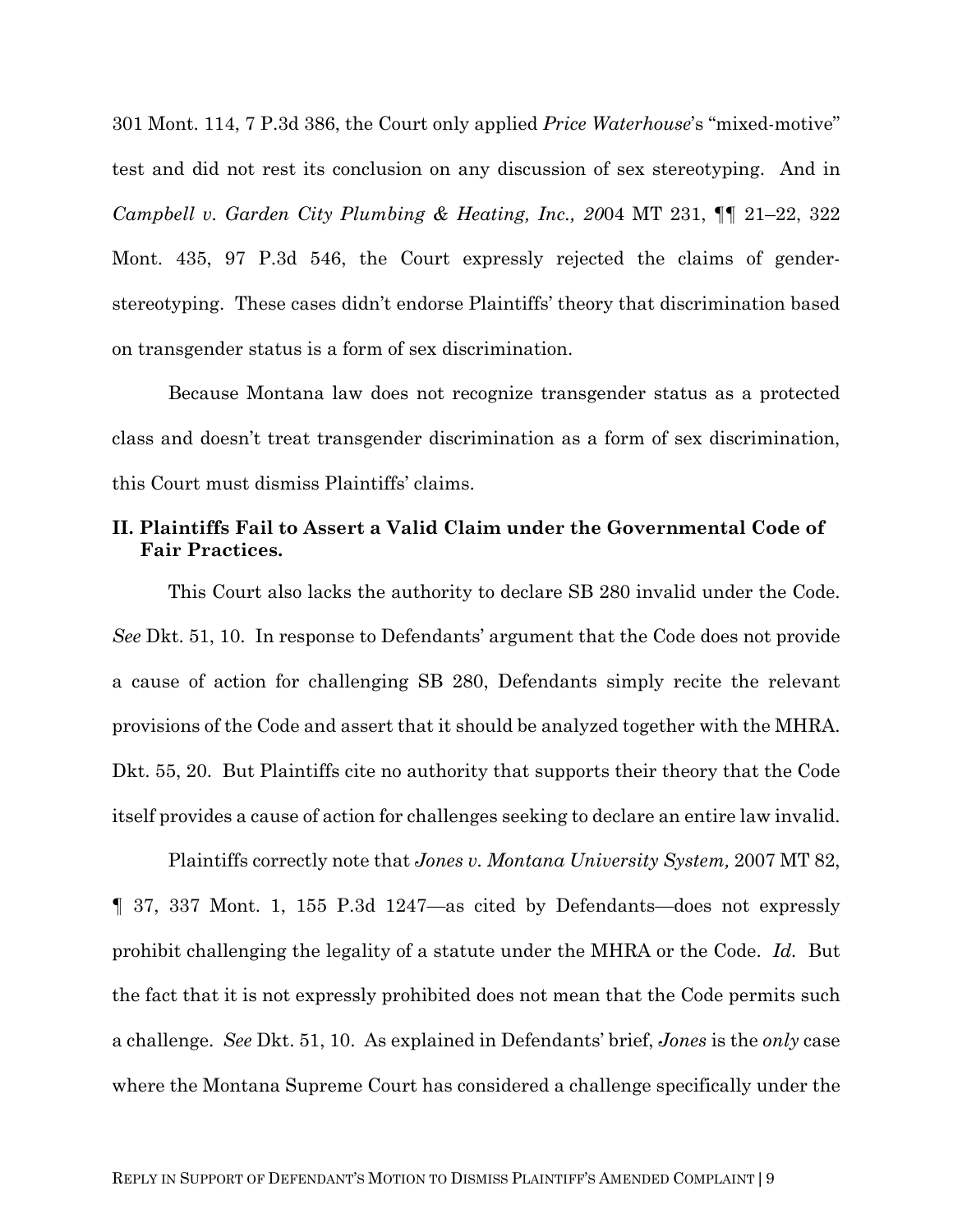301 Mont. 114, 7 P.3d 386, the Court only applied *Price Waterhouse*'s "mixed-motive" test and did not rest its conclusion on any discussion of sex stereotyping. And in *Campbell v. Garden City Plumbing & Heating, Inc., 20*04 MT 231, ¶¶ 21–22, 322 Mont. 435, 97 P.3d 546, the Court expressly rejected the claims of gender-stereotyping. These cases didn't endorse Plaintiffs' theory that discrimination based on transgender status is a form of sex discrimination.

Because Montana law does not recognize transgender status as a protected class and doesn't treat transgender discrimination as a form of sex discrimination, this Court must dismiss Plaintiffs' claims.

## II. Plaintiffs Fail to Assert a Valid Claim under the Governmental Code of Fair Practices.

This Court also lacks the authority to declare SB 280 invalid under the Code. *See* Dkt. 51, 10. In response to Defendants' argument that the Code does not provide a cause of action for challenging SB 280, Defendants simply recite the relevant provisions of the Code and assert that it should be analyzed together with the MHRA. Dkt. 55, 20. But Plaintiffs cite no authority that supports their theory that the Code itself provides a cause of action for challenges seeking to declare an entire law invalid.

Plaintiffs correctly note that *Jones v. Montana University System,* 2007 MT 82, ¶ 37, 337 Mont. 1, 155 P.3d 1247—as cited by Defendants—does not expressly prohibit challenging the legality of a statute under the MHRA or the Code. *Id.* But the fact that it is not expressly prohibited does not mean that the Code permits such a challenge. *See* Dkt. 51, 10. As explained in Defendants' brief, *Jones* is the *only* case where the Montana Supreme Court has considered a challenge specifically under the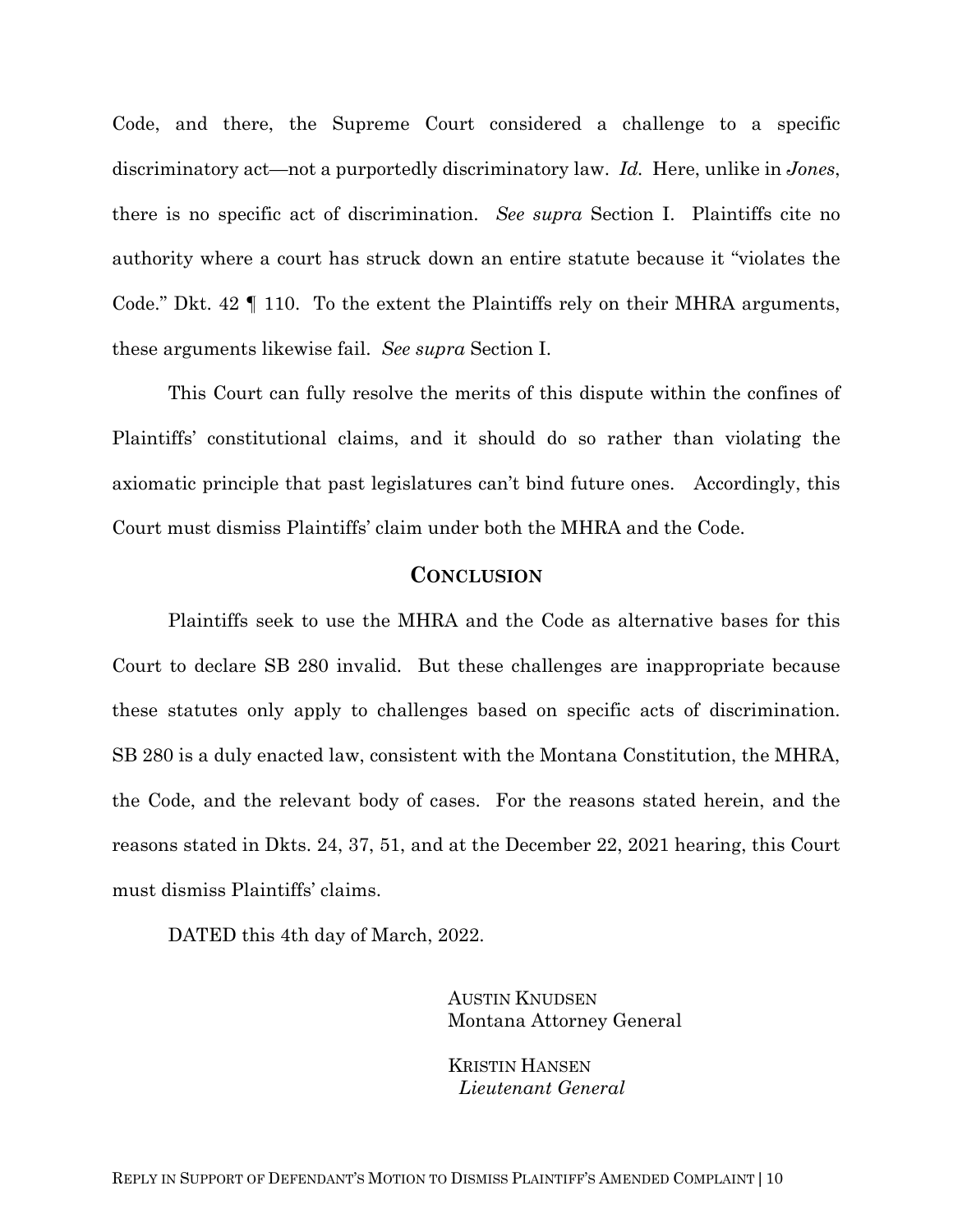Code, and there, the Supreme Court considered a challenge to a specific discriminatory act—not a purportedly discriminatory law. *Id.* Here, unlike in *Jones*, there is no specific act of discrimination. *See supra* Section I. Plaintiffs cite no authority where a court has struck down an entire statute because it "violates the Code." Dkt. 42 ¶ 110. To the extent the Plaintiffs rely on their MHRA arguments, these arguments likewise fail. *See supra* Section I.

This Court can fully resolve the merits of this dispute within the confines of Plaintiffs' constitutional claims, and it should do so rather than violating the axiomatic principle that past legislatures can't bind future ones. Accordingly, this Court must dismiss Plaintiffs' claim under both the MHRA and the Code.

## CONCLUSION

Plaintiffs seek to use the MHRA and the Code as alternative bases for this Court to declare SB 280 invalid. But these challenges are inappropriate because these statutes only apply to challenges based on specific acts of discrimination. SB 280 is a duly enacted law, consistent with the Montana Constitution, the MHRA, the Code, and the relevant body of cases. For the reasons stated herein, and the reasons stated in Dkts. 24, 37, 51, and at the December 22, 2021 hearing, this Court must dismiss Plaintiffs' claims.

DATED this 4th day of March, 2022.

AUSTIN KNUDSEN
Montana Attorney General

KRISTIN HANSEN
*Lieutenant General*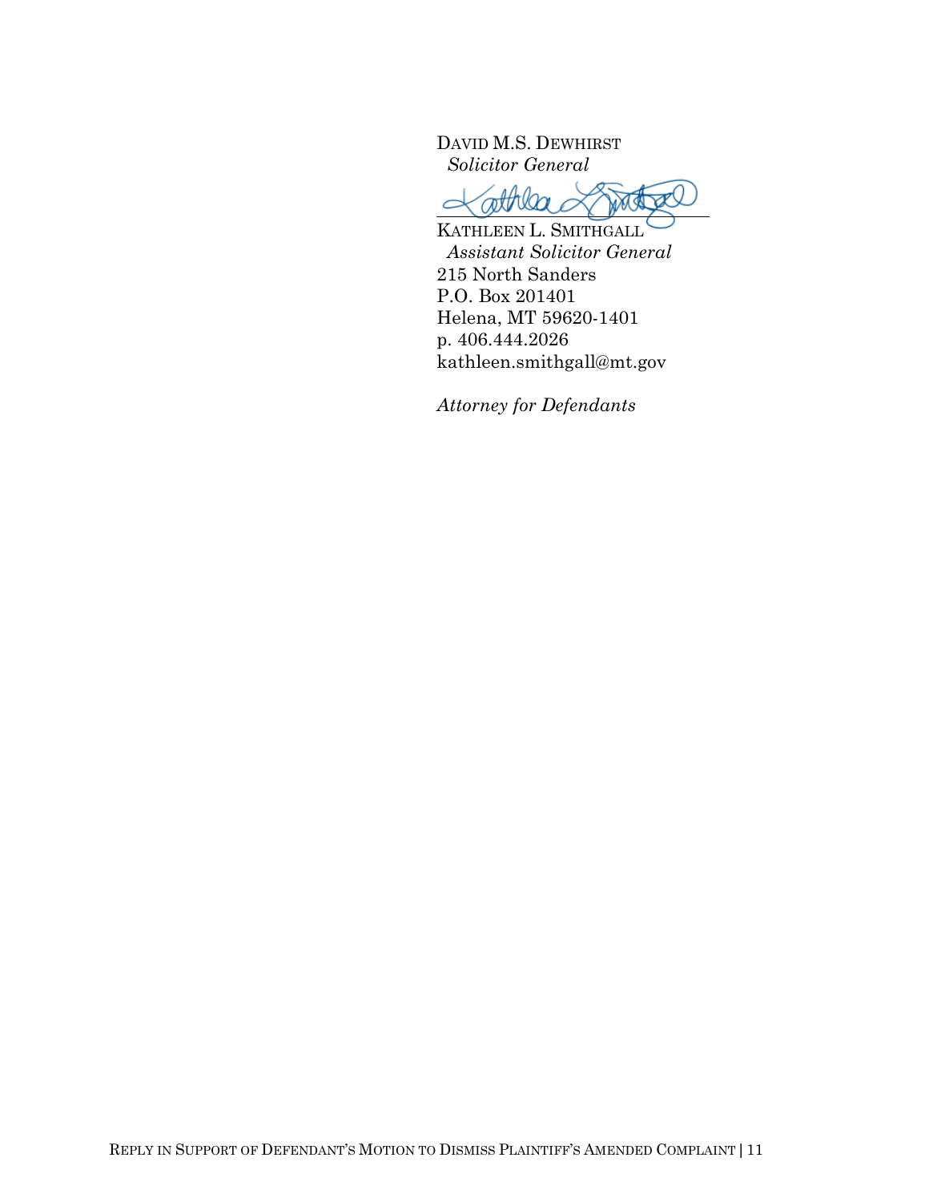DAVID M.S. DEWHIRST
*Solicitor General*

KATHLEEN L. SMITHGALL
*Assistant Solicitor General*
215 North Sanders
P.O. Box 201401
Helena, MT 59620-1401
p. 406.444.2026
kathleen.smithgall@mt.gov

*Attorney for Defendants*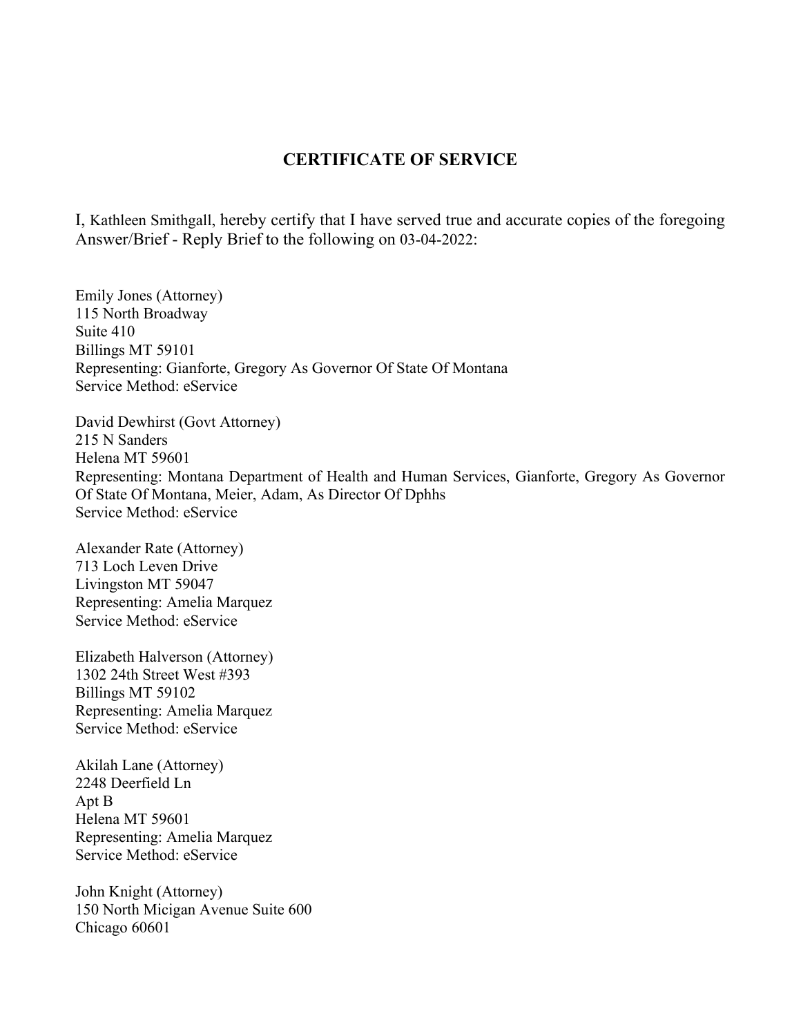# CERTIFICATE OF SERVICE

I, Kathleen Smithgall, hereby certify that I have served true and accurate copies of the foregoing Answer/Brief - Reply Brief to the following on 03-04-2022:

Emily Jones (Attorney)
115 North Broadway
Suite 410
Billings MT 59101
Representing: Gianforte, Gregory As Governor Of State Of Montana
Service Method: eService

David Dewhirst (Govt Attorney)
215 N Sanders
Helena MT 59601
Representing: Montana Department of Health and Human Services, Gianforte, Gregory As Governor Of State Of Montana, Meier, Adam, As Director Of Dphhs
Service Method: eService

Alexander Rate (Attorney)
713 Loch Leven Drive
Livingston MT 59047
Representing: Amelia Marquez
Service Method: eService

Elizabeth Halverson (Attorney)
1302 24th Street West #393
Billings MT 59102
Representing: Amelia Marquez
Service Method: eService

Akilah Lane (Attorney)
2248 Deerfield Ln
Apt B
Helena MT 59601
Representing: Amelia Marquez
Service Method: eService

John Knight (Attorney)
150 North Micigan Avenue Suite 600
Chicago 60601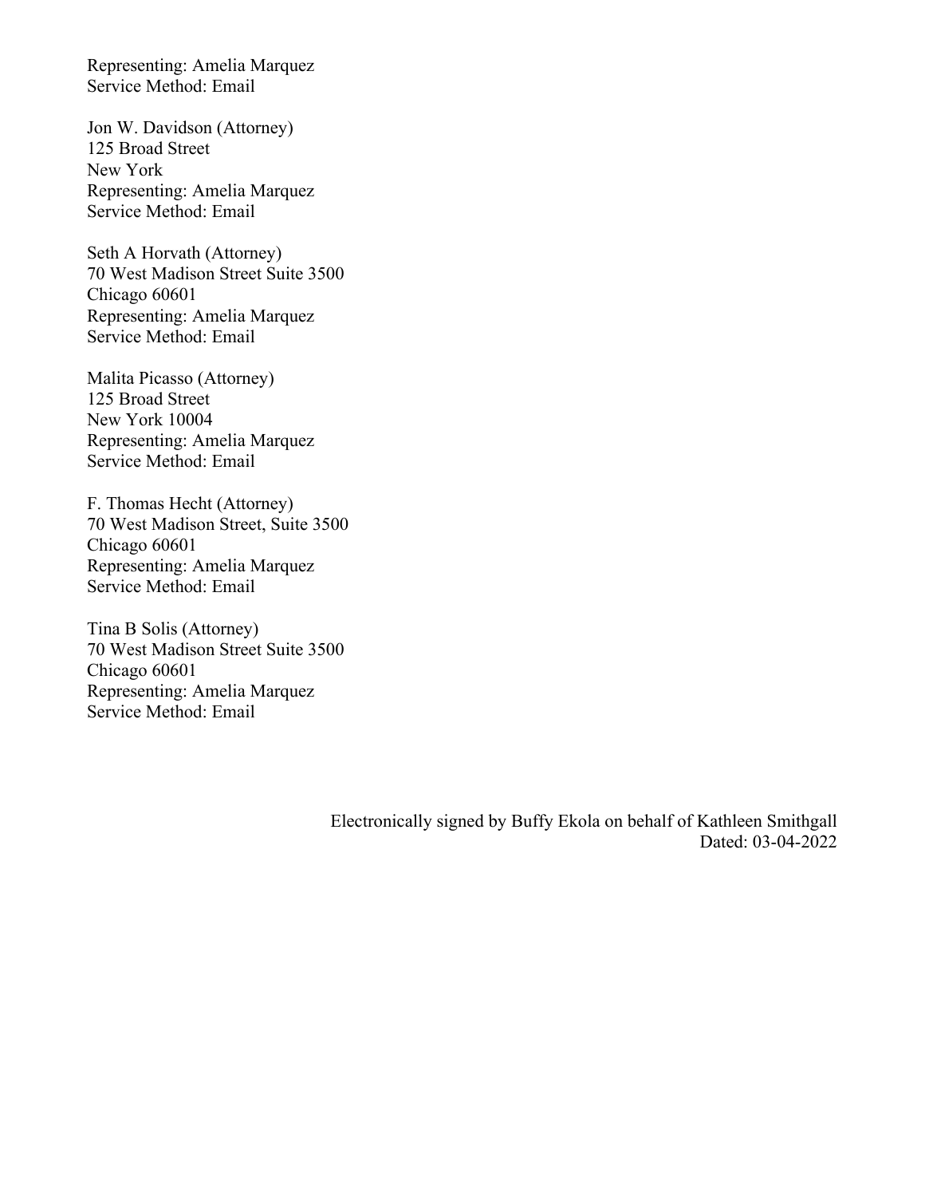Representing: Amelia Marquez
Service Method: Email

Jon W. Davidson (Attorney)
125 Broad Street
New York
Representing: Amelia Marquez
Service Method: Email

Seth A Horvath (Attorney)
70 West Madison Street Suite 3500
Chicago 60601
Representing: Amelia Marquez
Service Method: Email

Malita Picasso (Attorney)
125 Broad Street
New York 10004
Representing: Amelia Marquez
Service Method: Email

F. Thomas Hecht (Attorney)
70 West Madison Street, Suite 3500
Chicago 60601
Representing: Amelia Marquez
Service Method: Email

Tina B Solis (Attorney)
70 West Madison Street Suite 3500
Chicago 60601
Representing: Amelia Marquez
Service Method: Email

Electronically signed by Buffy Ekola on behalf of Kathleen Smithgall
Dated: 03-04-2022